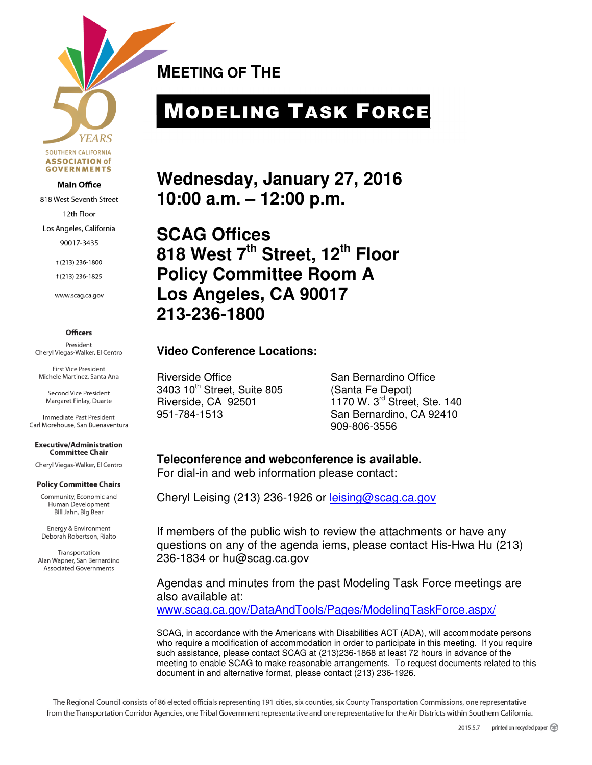SOUTHERN CALIFORNIA ASSOCIATION of GOVERNMENTS

**Main Office**

818 West Seventh Street
12th Floor
Los Angeles, California
90017-3435

t (213) 236-1800
f (213) 236-1825

www.scag.ca.gov

**Officers**

President
Cheryl Viegas-Walker, El Centro

First Vice President
Michele Martinez, Santa Ana

Second Vice President
Margaret Finlay, Duarte

Immediate Past President
Carl Morehouse, San Buenaventura

**Executive/Administration Committee Chair**

Cheryl Viegas-Walker, El Centro

**Policy Committee Chairs**

Community, Economic and Human Development
Bill Jahn, Big Bear

Energy & Environment
Deborah Robertson, Rialto

Transportation
Alan Wapner, San Bernardino Associated Governments

# MEETING OF THE

# MODELING TASK FORCE

## Wednesday, January 27, 2016
## 10:00 a.m. – 12:00 p.m.

## SCAG Offices
## 818 West 7th Street, 12th Floor
## Policy Committee Room A
## Los Angeles, CA 90017
## 213-236-1800

**Video Conference Locations:**

Riverside Office
3403 10th Street, Suite 805
Riverside, CA 92501
951-784-1513

San Bernardino Office
(Santa Fe Depot)
1170 W. 3rd Street, Ste. 140
San Bernardino, CA 92410
909-806-3556

**Teleconference and webconference is available.**
For dial-in and web information please contact:

Cheryl Leising (213) 236-1926 or leising@scag.ca.gov

If members of the public wish to review the attachments or have any questions on any of the agenda iems, please contact His-Hwa Hu (213) 236-1834 or hu@scag.ca.gov

Agendas and minutes from the past Modeling Task Force meetings are also available at:
www.scag.ca.gov/DataAndTools/Pages/ModelingTaskForce.aspx/

SCAG, in accordance with the Americans with Disabilities ACT (ADA), will accommodate persons who require a modification of accommodation in order to participate in this meeting. If you require such assistance, please contact SCAG at (213)236-1868 at least 72 hours in advance of the meeting to enable SCAG to make reasonable arrangements. To request documents related to this document in and alternative format, please contact (213) 236-1926.

The Regional Council consists of 86 elected officials representing 191 cities, six counties, six County Transportation Commissions, one representative from the Transportation Corridor Agencies, one Tribal Government representative and one representative for the Air Districts within Southern California.

2015.5.7 printed on recycled paper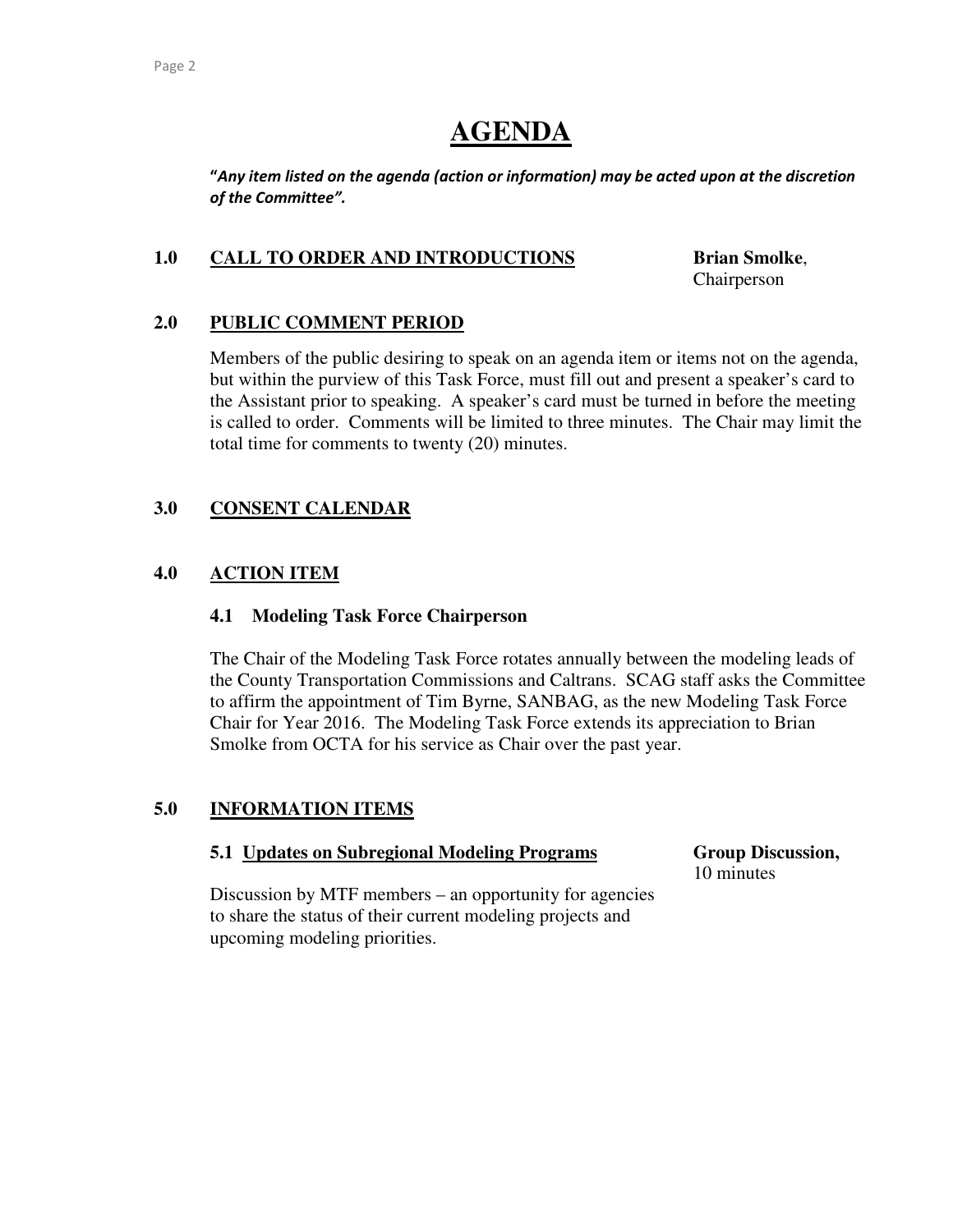# AGENDA

***"Any item listed on the agenda (action or information) may be acted upon at the discretion of the Committee".***

## 1.0 CALL TO ORDER AND INTRODUCTIONS

**Brian Smolke**, Chairperson

## 2.0 PUBLIC COMMENT PERIOD

Members of the public desiring to speak on an agenda item or items not on the agenda, but within the purview of this Task Force, must fill out and present a speaker's card to the Assistant prior to speaking. A speaker's card must be turned in before the meeting is called to order. Comments will be limited to three minutes. The Chair may limit the total time for comments to twenty (20) minutes.

## 3.0 CONSENT CALENDAR

## 4.0 ACTION ITEM

### 4.1 Modeling Task Force Chairperson

The Chair of the Modeling Task Force rotates annually between the modeling leads of the County Transportation Commissions and Caltrans. SCAG staff asks the Committee to affirm the appointment of Tim Byrne, SANBAG, as the new Modeling Task Force Chair for Year 2016. The Modeling Task Force extends its appreciation to Brian Smolke from OCTA for his service as Chair over the past year.

## 5.0 INFORMATION ITEMS

### 5.1 Updates on Subregional Modeling Programs

**Group Discussion,** 10 minutes

Discussion by MTF members – an opportunity for agencies to share the status of their current modeling projects and upcoming modeling priorities.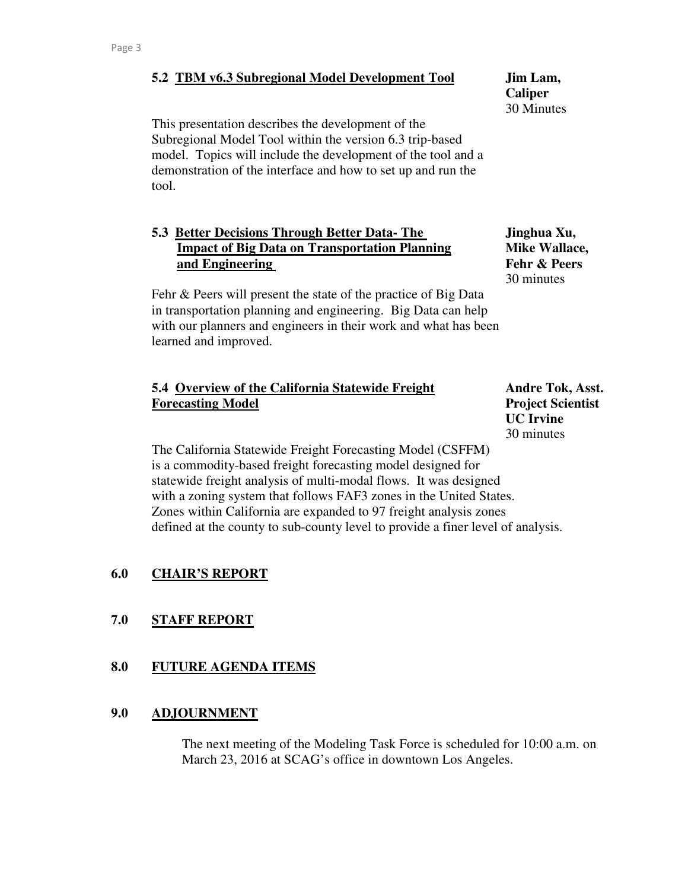**5.2 TBM v6.3 Subregional Model Development Tool**

**Jim Lam,**
**Caliper**
30 Minutes

This presentation describes the development of the Subregional Model Tool within the version 6.3 trip-based model. Topics will include the development of the tool and a demonstration of the interface and how to set up and run the tool.

**5.3 Better Decisions Through Better Data- The Impact of Big Data on Transportation Planning and Engineering**

**Jinghua Xu,**
**Mike Wallace,**
**Fehr & Peers**
30 minutes

Fehr & Peers will present the state of the practice of Big Data in transportation planning and engineering. Big Data can help with our planners and engineers in their work and what has been learned and improved.

**5.4 Overview of the California Statewide Freight Forecasting Model**

**Andre Tok, Asst.**
**Project Scientist**
**UC Irvine**
30 minutes

The California Statewide Freight Forecasting Model (CSFFM) is a commodity-based freight forecasting model designed for statewide freight analysis of multi-modal flows. It was designed with a zoning system that follows FAF3 zones in the United States. Zones within California are expanded to 97 freight analysis zones defined at the county to sub-county level to provide a finer level of analysis.

## 6.0 CHAIR'S REPORT

## 7.0 STAFF REPORT

## 8.0 FUTURE AGENDA ITEMS

## 9.0 ADJOURNMENT

The next meeting of the Modeling Task Force is scheduled for 10:00 a.m. on March 23, 2016 at SCAG's office in downtown Los Angeles.